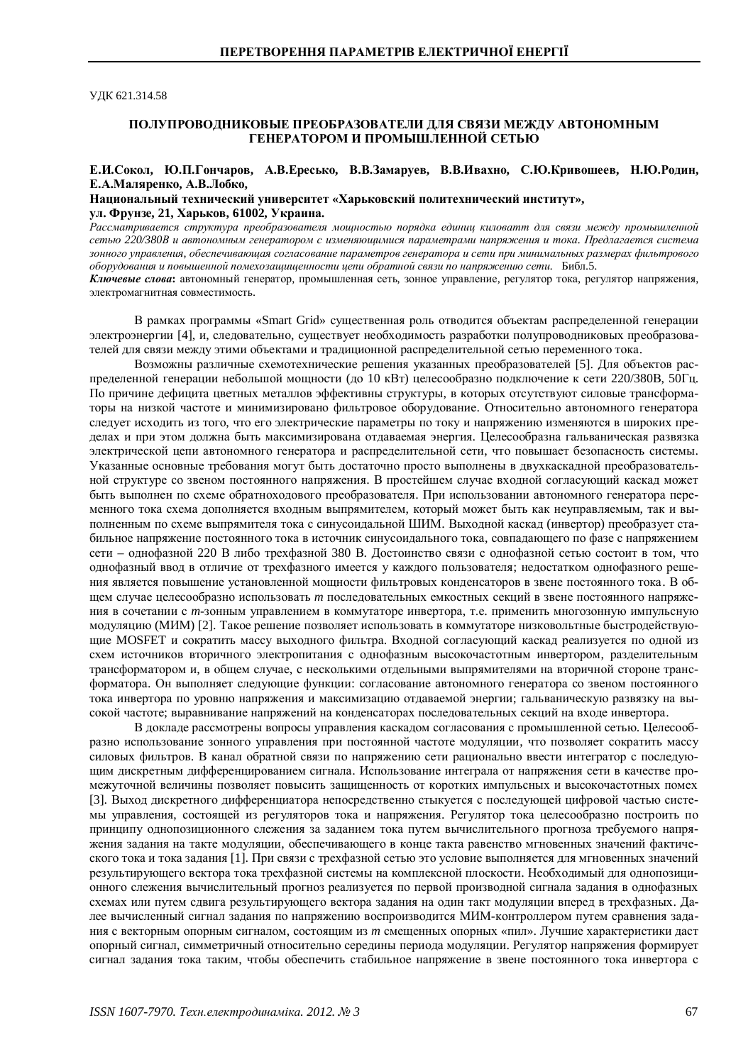УДК 621.314.58

# ПОЛУПРОВОДНИКОВЫЕ ПРЕОБРАЗОВАТЕЛИ ДЛЯ СВЯЗИ МЕЖДУ АВТОНОМНЫМ ГЕНЕРАТОРОМ И ПРОМЫШЛЕННОЙ СЕТЬЮ

**Е.И.Сокол, Ю.П.Гончаров, А.В.Ересько, В.В.Замаруев, В.В.Ивахно, С.Ю.Кривошеев, Н.Ю.Родин, Е.А.Маляренко, А.В.Лобко,**

**Национальный технический университет «Харьковский политехнический институт», ул. Фрунзе, 21, Харьков, 61002, Украина.**

*Рассматривается структура преобразователя мощностью порядка единиц киловатт для связи между промышленной сетью 220/380В и автономным генератором с изменяющимися параметрами напряжения и тока. Предлагается система зонного управления, обеспечивающая согласование параметров генератора и сети при минимальных размерах фильтрового оборудования и повышенной помехозащищенности цепи обратной связи по напряжению сети.* Библ.5.

***Ключевые слова*:** автономный генератор, промышленная сеть, зонное управление, регулятор тока, регулятор напряжения, электромагнитная совместимость.

В рамках программы «Smart Grid» существенная роль отводится объектам распределенной генерации электроэнергии [4], и, следовательно, существует необходимость разработки полупроводниковых преобразователей для связи между этими объектами и традиционной распределительной сетью переменного тока.

Возможны различные схемотехнические решения указанных преобразователей [5]. Для объектов распределенной генерации небольшой мощности (до 10 кВт) целесообразно подключение к сети 220/380В, 50Гц. По причине дефицита цветных металлов эффективны структуры, в которых отсутствуют силовые трансформаторы на низкой частоте и минимизировано фильтровое оборудование. Относительно автономного генератора следует исходить из того, что его электрические параметры по току и напряжению изменяются в широких пределах и при этом должна быть максимизирована отдаваемая энергия. Целесообразна гальваническая развязка электрической цепи автономного генератора и распределительной сети, что повышает безопасность системы. Указанные основные требования могут быть достаточно просто выполнены в двухкаскадной преобразовательной структуре со звеном постоянного напряжения. В простейшем случае входной согласующий каскад может быть выполнен по схеме обратноходового преобразователя. При использовании автономного генератора переменного тока схема дополняется входным выпрямителем, который может быть как неуправляемым, так и выполненным по схеме выпрямителя тока с синусоидальной ШИМ. Выходной каскад (инвертор) преобразует стабильное напряжение постоянного тока в источник синусоидального тока, совпадающего по фазе с напряжением сети – однофазной 220 В либо трехфазной 380 В. Достоинство связи с однофазной сетью состоит в том, что однофазный ввод в отличие от трехфазного имеется у каждого пользователя; недостатком однофазного решения является повышение установленной мощности фильтровых конденсаторов в звене постоянного тока. В общем случае целесообразно использовать $m$ последовательных емкостных секций в звене постоянного напряжения в сочетании с $m$-зонным управлением в коммутаторе инвертора, т.е. применить многозонную импульсную модуляцию (МИМ) [2]. Такое решение позволяет использовать в коммутаторе низковольтные быстродействующие MOSFET и сократить массу выходного фильтра. Входной согласующий каскад реализуется по одной из схем источников вторичного электропитания с однофазным высокочастотным инвертором, разделительным трансформатором и, в общем случае, с несколькими отдельными выпрямителями на вторичной стороне трансформатора. Он выполняет следующие функции: согласование автономного генератора со звеном постоянного тока инвертора по уровню напряжения и максимизацию отдаваемой энергии; гальваническую развязку на высокой частоте; выравнивание напряжений на конденсаторах последовательных секций на входе инвертора.

В докладе рассмотрены вопросы управления каскадом согласования с промышленной сетью. Целесообразно использование зонного управления при постоянной частоте модуляции, что позволяет сократить массу силовых фильтров. В канал обратной связи по напряжению сети рационально ввести интегратор с последующим дискретным дифференцированием сигнала. Использование интеграла от напряжения сети в качестве промежуточной величины позволяет повысить защищенность от коротких импульсных и высокочастотных помех [3]. Выход дискретного дифференциатора непосредственно стыкуется с последующей цифровой частью системы управления, состоящей из регуляторов тока и напряжения. Регулятор тока целесообразно построить по принципу однопозиционного слежения за заданием тока путем вычислительного прогноза требуемого напряжения задания на такте модуляции, обеспечивающего в конце такта равенство мгновенных значений фактического тока и тока задания [1]. При связи с трехфазной сетью это условие выполняется для мгновенных значений результирующего вектора тока трехфазной системы на комплексной плоскости. Необходимый для однопозиционного слежения вычислительный прогноз реализуется по первой производной сигнала задания в однофазных схемах или путем сдвига результирующего вектора задания на один такт модуляции вперед в трехфазных. Далее вычисленный сигнал задания по напряжению воспроизводится МИМ-контроллером путем сравнения задания с векторным опорным сигналом, состоящим из $m$ смещенных опорных «пил». Лучшие характеристики даст опорный сигнал, симметричный относительно середины периода модуляции. Регулятор напряжения формирует сигнал задания тока таким, чтобы обеспечить стабильное напряжение в звене постоянного тока инвертора с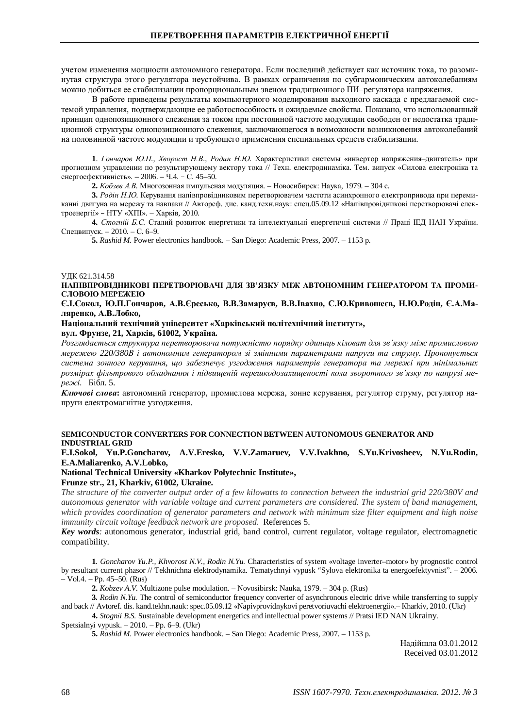учетом изменения мощности автономного генератора. Если последний действует как источник тока, то разомкнутая структура этого регулятора неустойчива. В рамках ограничения по субгармоническим автоколебаниям можно добиться ее стабилизации пропорциональным звеном традиционного ПИ–регулятора напряжения.

В работе приведены результаты компьютерного моделирования выходного каскада с предлагаемой системой управления, подтверждающие ее работоспособность и ожидаемые свойства. Показано, что использованный принцип однопозиционного слежения за током при постоянной частоте модуляции свободен от недостатка традиционной структуры однопозиционного слежения, заключающегося в возможности возникновения автоколебаний на половинной частоте модуляции и требующего применения специальных средств стабилизации.

**1**. *Гончаров Ю.П., Хворост Н.В., Родин Н.Ю.* Характеристики системы «инвертор напряжения–двигатель» при прогнозном управлении по результирующему вектору тока // Техн. електродинаміка. Тем. випуск «Силова електроніка та енергоефективність». – 2006. – Ч.4. – С. 45–50.

**2.** *Кобзев А.В.* Многозонная импульсная модуляция. – Новосибирск: Наука, 1979. – 304 с.

**3.** *Родін Н.Ю.* Керування напівпровідниковим перетворювачем частоти асинхронного електропривода при перемиканні двигуна на мережу та навпаки // Автореф. дис. канд.техн.наук: спец.05.09.12 «Напівпровідникові перетворювачі електроенергії» – НТУ «ХПІ». – Харків, 2010.

**4.** *Стогній Б.С.* Сталий розвиток енергетики та інтелектуальні енергетичні системи // Праці ІЕД НАН України. Спецвипуск. – 2010. – С. 6–9.

**5.** *Rashid M.* Power electronics handbook. – San Diego: Academic Press, 2007. – 1153 p.

УДК 621.314.58

**НАПІВПРОВІДНИКОВІ ПЕРЕТВОРЮВАЧІ ДЛЯ ЗВ'ЯЗКУ МІЖ АВТОНОМНИМ ГЕНЕРАТОРОМ ТА ПРОМИСЛОВОЮ МЕРЕЖЕЮ**

**Є.І.Сокол, Ю.П.Гончаров, А.В.Єресько, В.В.Замаруєв, В.В.Івахно, С.Ю.Кривошеєв, Н.Ю.Родін, Є.А.Маляренко, А.В.Лобко,**

**Національний технічний університет «Харківський політехнічний інститут»,**

**вул. Фрунзе, 21, Харків, 61002, Україна.**

*Розглядається структура перетворювача потужністю порядку одиниць кіловат для зв'язку між промисловою мережею 220/380В і автономним генератором зі змінними параметрами напруги та струму. Пропонується система зонного керування, що забезпечує узгодження параметрів генератора та мережі при мінімальних розмірах фільтрового обладнання і підвищеній перешкодозахищеності кола зворотного зв'язку по напрузі мережі.* Бібл. 5.

***Ключові слова*:** автономний генератор, промислова мережа, зонне керування, регулятор струму, регулятор напруги електромагнітне узгодження.

**SEMICONDUCTOR CONVERTERS FOR CONNECTION BETWEEN AUTONOMOUS GENERATOR AND INDUSTRIAL GRID**

**E.I.Sokol, Yu.P.Goncharov, A.V.Eresko, V.V.Zamaruev, V.V.Ivakhno, S.Yu.Krivosheev, N.Yu.Rodin, E.A.Maliarenko, A.V.Lobko,**

**National Technical University «Kharkov Polytechnic Institute»,**

**Frunze str., 21, Kharkiv, 61002, Ukraine.**

*The structure of the converter output order of a few kilowatts to connection between the industrial grid 220/380V and autonomous generator with variable voltage and current parameters are considered. The system of band management, which provides coordination of generator parameters and network with minimum size filter equipment and high noise immunity circuit voltage feedback network are proposed.* References 5.

***Key words*:** autonomous generator, industrial grid, band control, current regulator, voltage regulator, electromagnetic compatibility.

**1**. *Goncharov Yu.P., Khvorost N.V., Rodin N.Yu.* Characteristics of system «voltage inverter–motor» by prognostic control by resultant current phasor // Tekhnichna elektrodynamika. Tematychnyi vypusk "Sylova elektronika ta energoefektyvnist". – 2006. – Vol.4. – Pp. 45–50. (Rus)

**2.** *Kobzev A.V.* Multizone pulse modulation. – Novosibirsk: Nauka, 1979. – 304 p. (Rus)

**3.** *Rodin N.Yu.* The control of semiconductor frequency converter of asynchronous electric drive while transferring to supply and back // Avtoref. dis. kand.tekhn.nauk: spec.05.09.12 «Napivprovidnykovi peretvoriuvachi elektroenergii».– Kharkiv, 2010. (Ukr)

**4.** *Stognii B.S.* Sustainable development energetics and intellectual power systems // Pratsi IED NAN Ukrainy. Spetsialnyi vypusk. – 2010. – Pp. 6–9. (Ukr)

**5.** *Rashid M.* Power electronics handbook. – San Diego: Academic Press, 2007. – 1153 p.

Надійшла 03.01.2012
Received 03.01.2012